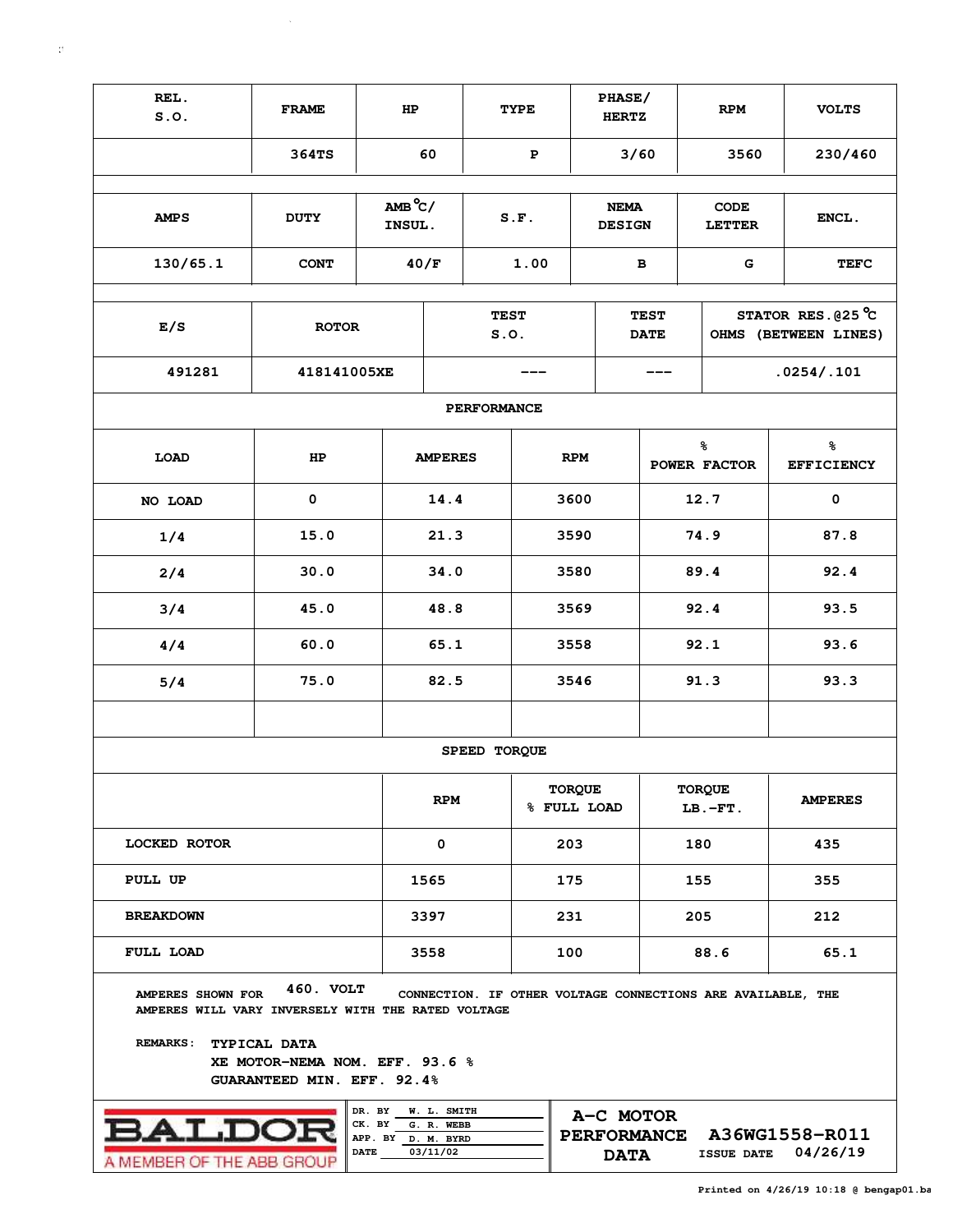| REL. S.O. | FRAME | HP | TYPE | PHASE/ HERTZ | RPM | VOLTS |
|---|---|---|---|---|---|---|
| | 364TS | 60 | P | 3/60 | 3560 | 230/460 |

| AMPS | DUTY | AMB °C/ INSUL. | S.F. | NEMA DESIGN | CODE LETTER | ENCL. |
|---|---|---|---|---|---|---|
| 130/65.1 | CONT | 40/F | 1.00 | B | G | TEFC |

| E/S | ROTOR | TEST S.O. | TEST DATE | STATOR RES.@25 °C OHMS (BETWEEN LINES) |
|---|---|---|---|---|
| 491281 | 418141005XE | --- | --- | .0254/.101 |

**PERFORMANCE**

| LOAD | HP | AMPERES | RPM | % POWER FACTOR | % EFFICIENCY |
|---|---|---|---|---|---|
| NO LOAD | 0 | 14.4 | 3600 | 12.7 | 0 |
| 1/4 | 15.0 | 21.3 | 3590 | 74.9 | 87.8 |
| 2/4 | 30.0 | 34.0 | 3580 | 89.4 | 92.4 |
| 3/4 | 45.0 | 48.8 | 3569 | 92.4 | 93.5 |
| 4/4 | 60.0 | 65.1 | 3558 | 92.1 | 93.6 |
| 5/4 | 75.0 | 82.5 | 3546 | 91.3 | 93.3 |

**SPEED TORQUE**

| | RPM | TORQUE % FULL LOAD | TORQUE LB.-FT. | AMPERES |
|---|---|---|---|---|
| LOCKED ROTOR | 0 | 203 | 180 | 435 |
| PULL UP | 1565 | 175 | 155 | 355 |
| BREAKDOWN | 3397 | 231 | 205 | 212 |
| FULL LOAD | 3558 | 100 | 88.6 | 65.1 |

AMPERES SHOWN FOR 460. VOLT CONNECTION. IF OTHER VOLTAGE CONNECTIONS ARE AVAILABLE, THE AMPERES WILL VARY INVERSELY WITH THE RATED VOLTAGE

REMARKS: TYPICAL DATA
XE MOTOR-NEMA NOM. EFF. 93.6 %
GUARANTEED MIN. EFF. 92.4%

BALDOR
A MEMBER OF THE ABB GROUP

DR. BY W. L. SMITH
CK. BY G. R. WEBB
APP. BY D. M. BYRD
DATE 03/11/02

A-C MOTOR PERFORMANCE DATA

A36WG1558-R011
ISSUE DATE 04/26/19

Printed on 4/26/19 10:18 @ bengap01.ba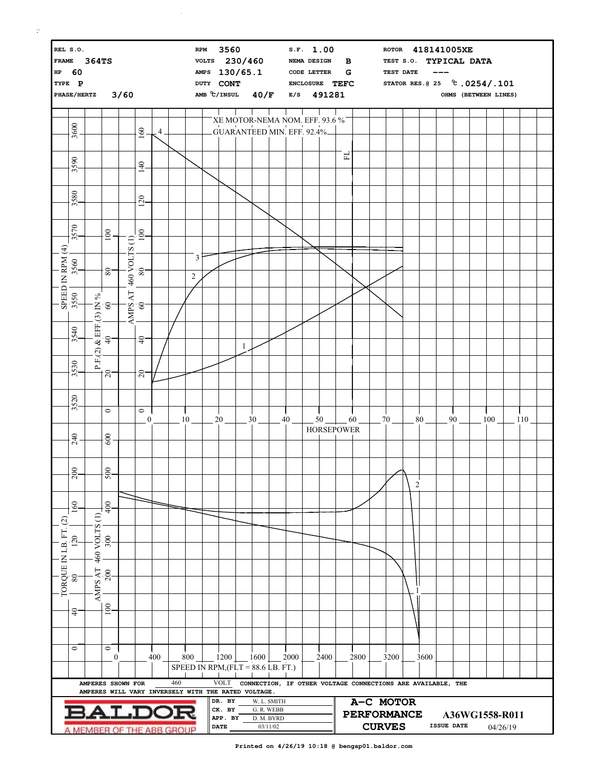| | | | | | |
|---|---|---|---|---|---|
| REL S.O. | | RPM 3560 | S.F. 1.00 | ROTOR 418141005XE | |
| FRAME 364TS | | VOLTS 230/460 | NEMA DESIGN B | TEST S.O. TYPICAL DATA | |
| HP 60 | | AMPS 130/65.1 | CODE LETTER G | TEST DATE --- | |
| TYPE P | | DUTY CONT | ENCLOSURE TEFC | STATOR RES.@ 25 ℃ .0254/.101 | |
| PHASE/HERTZ 3/60 | | AMB ℃/INSUL 40/F | E/S 491281 | OHMS (BETWEEN LINES) | |

XE MOTOR-NEMA NOM. EFF. 93.6 %

GUARANTEED MIN. EFF. 92.4%

FL

SPEED IN RPM (4) — P.F.(2) & EFF.(3) IN % — AMPS AT 460 VOLTS (1)

HORSEPOWER

TORQUE IN LB. FT. (2) — AMPS AT 460 VOLTS (1)

SPEED IN RPM,(FLT = 88.6 LB. FT.)

AMPERES SHOWN FOR 460 VOLT CONNECTION, IF OTHER VOLTAGE CONNECTIONS ARE AVAILABLE, THE AMPERES WILL VARY INVERSELY WITH THE RATED VOLTAGE.

BALDOR — A MEMBER OF THE ABB GROUP

| | |
|---|---|
| DR. BY | W. L. SMITH |
| CK. BY | G. R. WEBB |
| APP. BY | D. M. BYRD |
| DATE | 03/11/02 |

A-C MOTOR PERFORMANCE CURVES

A36WG1558-R011

ISSUE DATE 04/26/19

Printed on 4/26/19 10:18 @ bengap01.baldor.com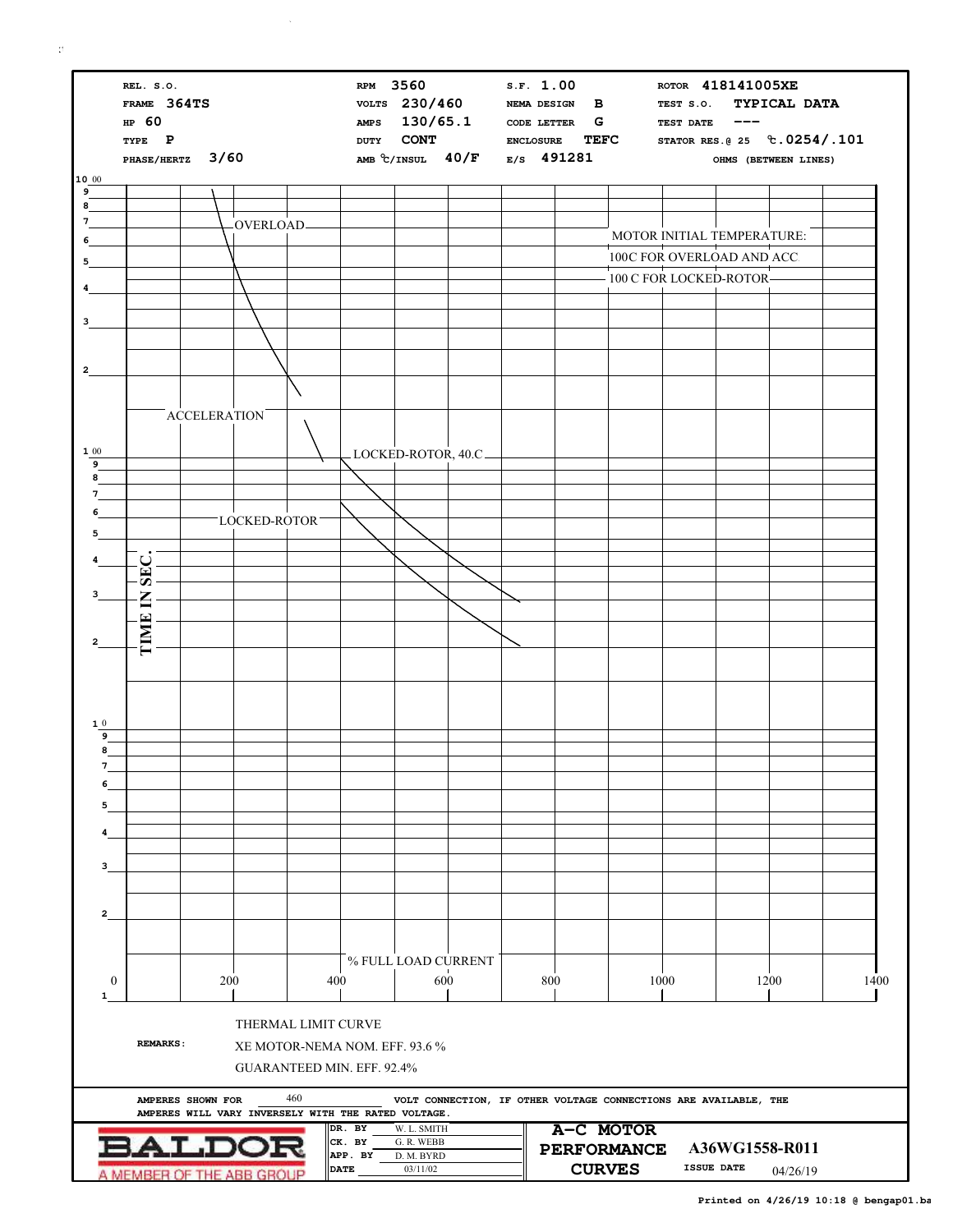| | | | |
|---|---|---|---|
| REL. S.O. | RPM 3560 | S.F. 1.00 | ROTOR 418141005XE |
| FRAME 364TS | VOLTS 230/460 | NEMA DESIGN B | TEST S.O. TYPICAL DATA |
| HP 60 | AMPS 130/65.1 | CODE LETTER G | TEST DATE --- |
| TYPE P | DUTY CONT | ENCLOSURE TEFC | STATOR RES.@ 25 °C .0254/.101 |
| PHASE/HERTZ 3/60 | AMB °C/INSUL 40/F | E/S 491281 | OHMS (BETWEEN LINES) |

10 00
9
8
7
6
5
4
3
2
1 00
9
8
7
6
5
4
3
2
1 0
9
8
7
6
5
4
3
2
1

0
200
400
600
800
1000
1200
1400

OVERLOAD

ACCELERATION

LOCKED-ROTOR, 40.C

LOCKED-ROTOR

MOTOR INITIAL TEMPERATURE:
100C FOR OVERLOAD AND ACC.
100 C FOR LOCKED-ROTOR

TIME IN SEC.

% FULL LOAD CURRENT

THERMAL LIMIT CURVE

**REMARKS:** XE MOTOR-NEMA NOM. EFF. 93.6 %
GUARANTEED MIN. EFF. 92.4%

AMPERES SHOWN FOR 460 VOLT CONNECTION, IF OTHER VOLTAGE CONNECTIONS ARE AVAILABLE, THE AMPERES WILL VARY INVERSELY WITH THE RATED VOLTAGE.

BALDOR
A MEMBER OF THE ABB GROUP

| | |
|---|---|
| DR. BY | W. L. SMITH |
| CK. BY | G. R. WEBB |
| APP. BY | D. M. BYRD |
| DATE | 03/11/02 |

**A-C MOTOR PERFORMANCE CURVES**

A36WG1558-R011

ISSUE DATE 04/26/19

Printed on 4/26/19 10:18 @ bengap01.ba